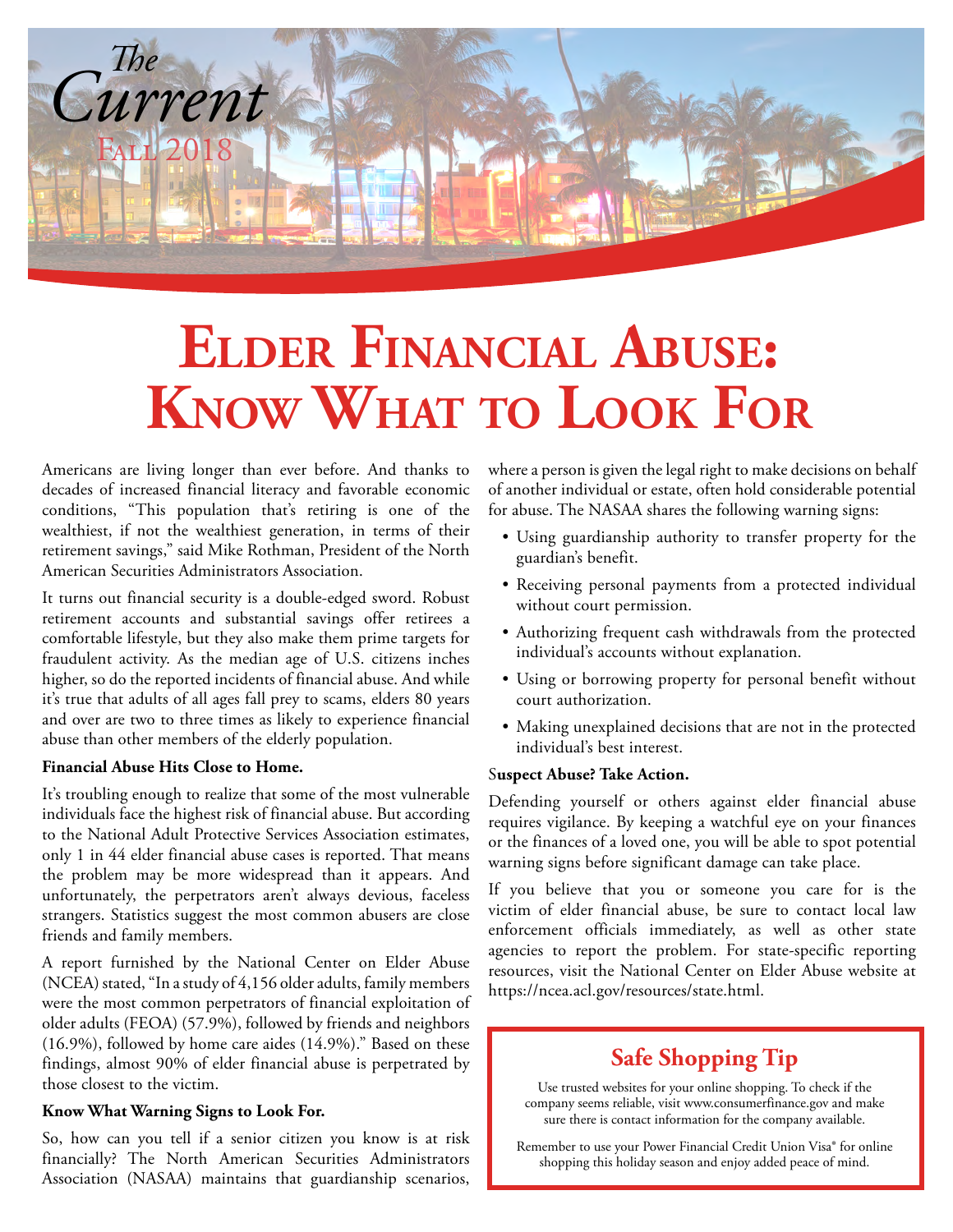*The Current*

FALL 2018

# Elder Financial Abuse: Know What to Look For

Americans are living longer than ever before. And thanks to decades of increased financial literacy and favorable economic conditions, "This population that's retiring is one of the wealthiest, if not the wealthiest generation, in terms of their retirement savings," said Mike Rothman, President of the North American Securities Administrators Association.

It turns out financial security is a double-edged sword. Robust retirement accounts and substantial savings offer retirees a comfortable lifestyle, but they also make them prime targets for fraudulent activity. As the median age of U.S. citizens inches higher, so do the reported incidents of financial abuse. And while it's true that adults of all ages fall prey to scams, elders 80 years and over are two to three times as likely to experience financial abuse than other members of the elderly population.

**Financial Abuse Hits Close to Home.**

It's troubling enough to realize that some of the most vulnerable individuals face the highest risk of financial abuse. But according to the National Adult Protective Services Association estimates, only 1 in 44 elder financial abuse cases is reported. That means the problem may be more widespread than it appears. And unfortunately, the perpetrators aren't always devious, faceless strangers. Statistics suggest the most common abusers are close friends and family members.

A report furnished by the National Center on Elder Abuse (NCEA) stated, "In a study of 4,156 older adults, family members were the most common perpetrators of financial exploitation of older adults (FEOA) (57.9%), followed by friends and neighbors (16.9%), followed by home care aides (14.9%)." Based on these findings, almost 90% of elder financial abuse is perpetrated by those closest to the victim.

**Know What Warning Signs to Look For.**

So, how can you tell if a senior citizen you know is at risk financially? The North American Securities Administrators Association (NASAA) maintains that guardianship scenarios, where a person is given the legal right to make decisions on behalf of another individual or estate, often hold considerable potential for abuse. The NASAA shares the following warning signs:

- Using guardianship authority to transfer property for the guardian's benefit.
- Receiving personal payments from a protected individual without court permission.
- Authorizing frequent cash withdrawals from the protected individual's accounts without explanation.
- Using or borrowing property for personal benefit without court authorization.
- Making unexplained decisions that are not in the protected individual's best interest.

**Suspect Abuse? Take Action.**

Defending yourself or others against elder financial abuse requires vigilance. By keeping a watchful eye on your finances or the finances of a loved one, you will be able to spot potential warning signs before significant damage can take place.

If you believe that you or someone you care for is the victim of elder financial abuse, be sure to contact local law enforcement officials immediately, as well as other state agencies to report the problem. For state-specific reporting resources, visit the National Center on Elder Abuse website at https://ncea.acl.gov/resources/state.html.

## Safe Shopping Tip

Use trusted websites for your online shopping. To check if the company seems reliable, visit www.consumerfinance.gov and make sure there is contact information for the company available.

Remember to use your Power Financial Credit Union Visa® for online shopping this holiday season and enjoy added peace of mind.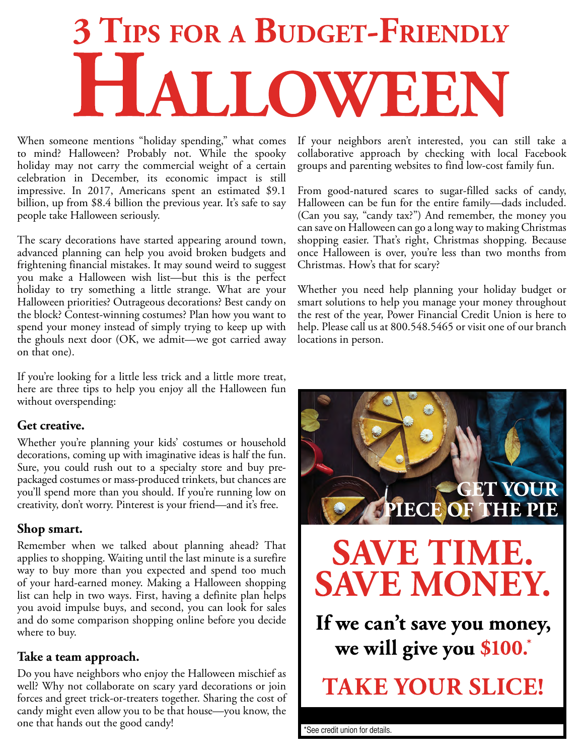# 3 Tips for a Budget-Friendly Halloween

When someone mentions "holiday spending," what comes to mind? Halloween? Probably not. While the spooky holiday may not carry the commercial weight of a certain celebration in December, its economic impact is still impressive. In 2017, Americans spent an estimated $9.1 billion, up from $8.4 billion the previous year. It's safe to say people take Halloween seriously.

The scary decorations have started appearing around town, advanced planning can help you avoid broken budgets and frightening financial mistakes. It may sound weird to suggest you make a Halloween wish list—but this is the perfect holiday to try something a little strange. What are your Halloween priorities? Outrageous decorations? Best candy on the block? Contest-winning costumes? Plan how you want to spend your money instead of simply trying to keep up with the ghouls next door (OK, we admit—we got carried away on that one).

If you're looking for a little less trick and a little more treat, here are three tips to help you enjoy all the Halloween fun without overspending:

### Get creative.

Whether you're planning your kids' costumes or household decorations, coming up with imaginative ideas is half the fun. Sure, you could rush out to a specialty store and buy pre-packaged costumes or mass-produced trinkets, but chances are you'll spend more than you should. If you're running low on creativity, don't worry. Pinterest is your friend—and it's free.

### Shop smart.

Remember when we talked about planning ahead? That applies to shopping. Waiting until the last minute is a surefire way to buy more than you expected and spend too much of your hard-earned money. Making a Halloween shopping list can help in two ways. First, having a definite plan helps you avoid impulse buys, and second, you can look for sales and do some comparison shopping online before you decide where to buy.

### Take a team approach.

Do you have neighbors who enjoy the Halloween mischief as well? Why not collaborate on scary yard decorations or join forces and greet trick-or-treaters together. Sharing the cost of candy might even allow you to be that house—you know, the one that hands out the good candy!

If your neighbors aren't interested, you can still take a collaborative approach by checking with local Facebook groups and parenting websites to find low-cost family fun.

From good-natured scares to sugar-filled sacks of candy, Halloween can be fun for the entire family—dads included. (Can you say, "candy tax?") And remember, the money you can save on Halloween can go a long way to making Christmas shopping easier. That's right, Christmas shopping. Because once Halloween is over, you're less than two months from Christmas. How's that for scary?

Whether you need help planning your holiday budget or smart solutions to help you manage your money throughout the rest of the year, Power Financial Credit Union is here to help. Please call us at 800.548.5465 or visit one of our branch locations in person.

**GET YOUR PIECE OF THE PIE**

## SAVE TIME. SAVE MONEY.

**If we can't save you money, we will give you $100.***

## TAKE YOUR SLICE!

*See credit union for details.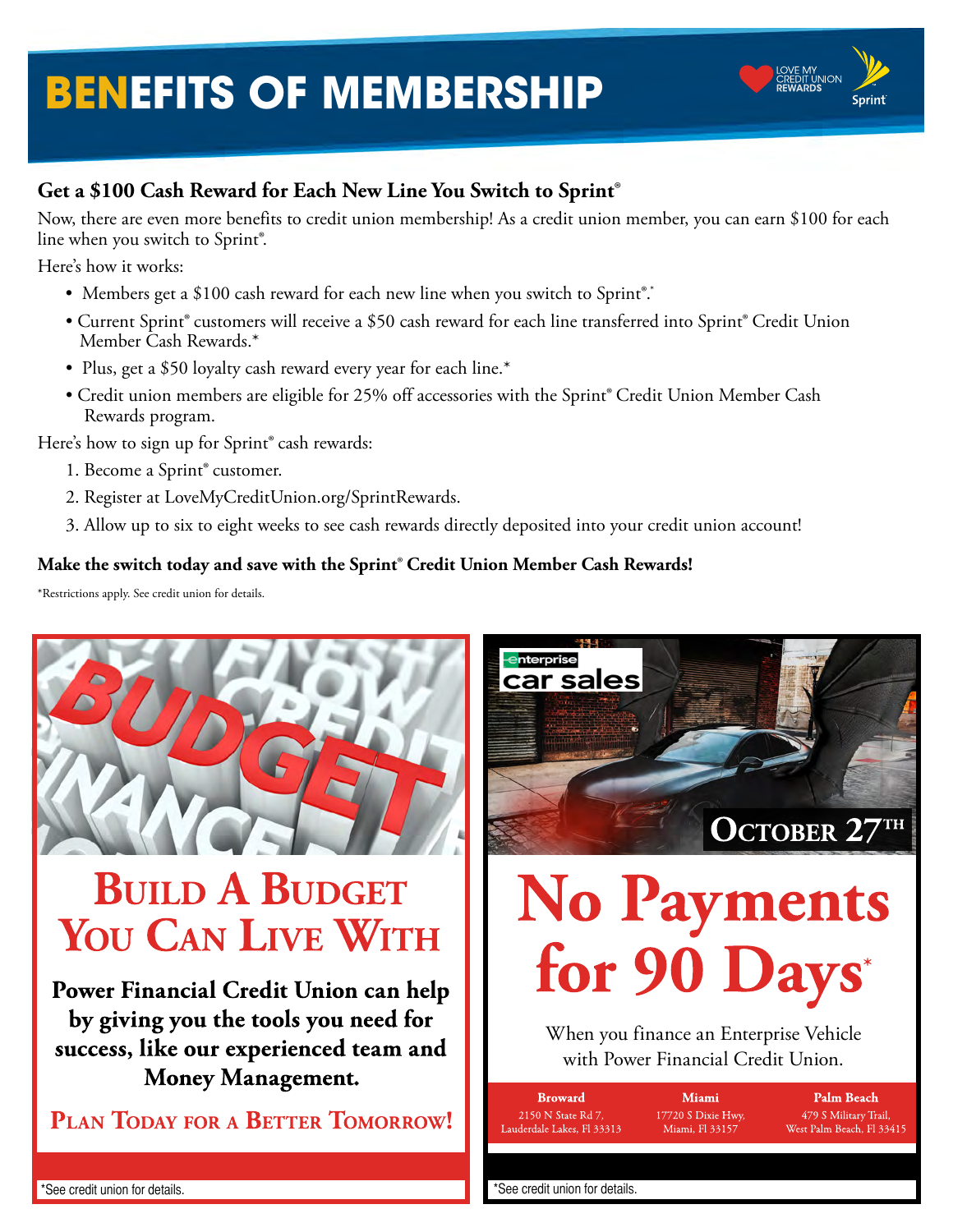# BENEFITS OF MEMBERSHIP

LOVE MY CREDIT UNION REWARDS

Sprint

## Get a $100 Cash Reward for Each New Line You Switch to Sprint®

Now, there are even more benefits to credit union membership! As a credit union member, you can earn $100 for each line when you switch to Sprint®.

Here's how it works:

- Members get a $100 cash reward for each new line when you switch to Sprint®.*
- Current Sprint® customers will receive a $50 cash reward for each line transferred into Sprint® Credit Union Member Cash Rewards.*
- Plus, get a $50 loyalty cash reward every year for each line.*
- Credit union members are eligible for 25% off accessories with the Sprint® Credit Union Member Cash Rewards program.

Here's how to sign up for Sprint® cash rewards:

1. Become a Sprint® customer.
2. Register at LoveMyCreditUnion.org/SprintRewards.
3. Allow up to six to eight weeks to see cash rewards directly deposited into your credit union account!

**Make the switch today and save with the Sprint® Credit Union Member Cash Rewards!**

*Restrictions apply. See credit union for details.

## Build A Budget You Can Live With

**Power Financial Credit Union can help by giving you the tools you need for success, like our experienced team and Money Management.**

**Plan Today for a Better Tomorrow!**

*See credit union for details.

enterprise car sales

October 27th

## No Payments for 90 Days*

When you finance an Enterprise Vehicle with Power Financial Credit Union.

**Broward**
2150 N State Rd 7,
Lauderdale Lakes, Fl 33313

**Miami**
17720 S Dixie Hwy,
Miami, Fl 33157

**Palm Beach**
479 S Military Trail,
West Palm Beach, Fl 33415

*See credit union for details.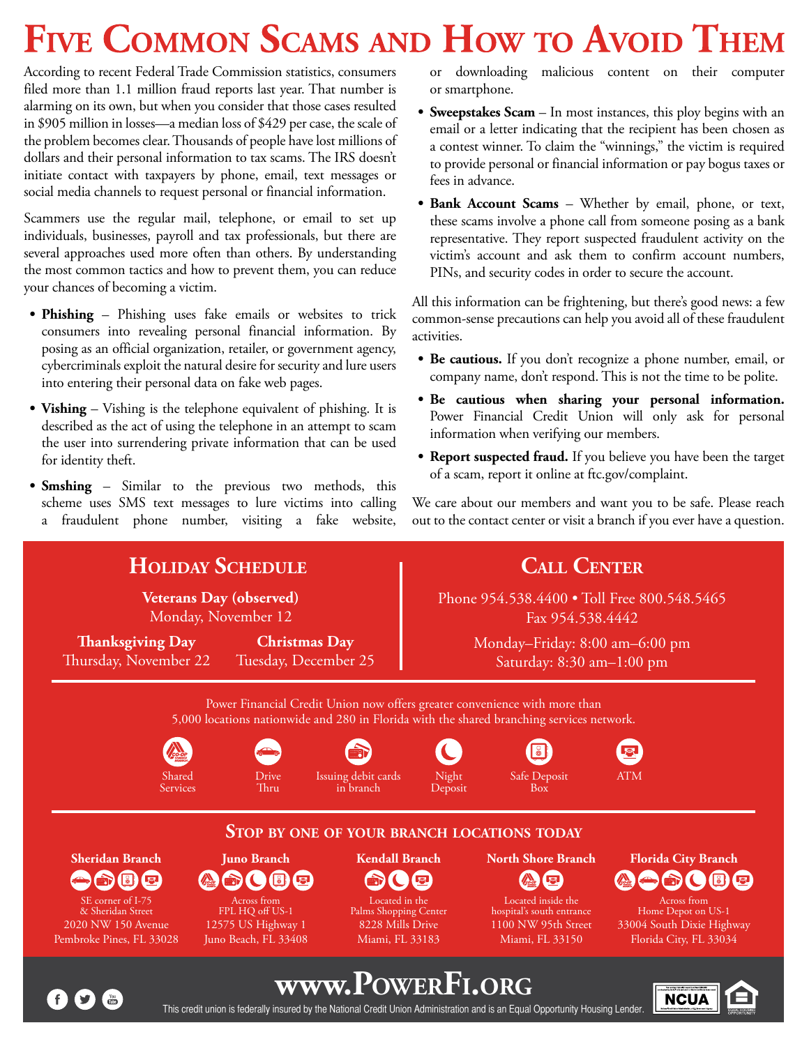# Five Common Scams and How to Avoid Them

According to recent Federal Trade Commission statistics, consumers filed more than 1.1 million fraud reports last year. That number is alarming on its own, but when you consider that those cases resulted in $905 million in losses—a median loss of $429 per case, the scale of the problem becomes clear. Thousands of people have lost millions of dollars and their personal information to tax scams. The IRS doesn't initiate contact with taxpayers by phone, email, text messages or social media channels to request personal or financial information.

Scammers use the regular mail, telephone, or email to set up individuals, businesses, payroll and tax professionals, but there are several approaches used more often than others. By understanding the most common tactics and how to prevent them, you can reduce your chances of becoming a victim.

- **Phishing** – Phishing uses fake emails or websites to trick consumers into revealing personal financial information. By posing as an official organization, retailer, or government agency, cybercriminals exploit the natural desire for security and lure users into entering their personal data on fake web pages.
- **Vishing** – Vishing is the telephone equivalent of phishing. It is described as the act of using the telephone in an attempt to scam the user into surrendering private information that can be used for identity theft.
- **Smshing** – Similar to the previous two methods, this scheme uses SMS text messages to lure victims into calling a fraudulent phone number, visiting a fake website, or downloading malicious content on their computer or smartphone.
- **Sweepstakes Scam** – In most instances, this ploy begins with an email or a letter indicating that the recipient has been chosen as a contest winner. To claim the "winnings," the victim is required to provide personal or financial information or pay bogus taxes or fees in advance.
- **Bank Account Scams** – Whether by email, phone, or text, these scams involve a phone call from someone posing as a bank representative. They report suspected fraudulent activity on the victim's account and ask them to confirm account numbers, PINs, and security codes in order to secure the account.

All this information can be frightening, but there's good news: a few common-sense precautions can help you avoid all of these fraudulent activities.

- **Be cautious.** If you don't recognize a phone number, email, or company name, don't respond. This is not the time to be polite.
- **Be cautious when sharing your personal information.** Power Financial Credit Union will only ask for personal information when verifying our members.
- **Report suspected fraud.** If you believe you have been the target of a scam, report it online at ftc.gov/complaint.

We care about our members and want you to be safe. Please reach out to the contact center or visit a branch if you ever have a question.

## Holiday Schedule

**Veterans Day (observed)**
Monday, November 12

**Thanksgiving Day**
Thursday, November 22

**Christmas Day**
Tuesday, December 25

## Call Center

Phone 954.538.4400 • Toll Free 800.548.5465
Fax 954.538.4442

Monday–Friday: 8:00 am–6:00 pm
Saturday: 8:30 am–1:00 pm

Power Financial Credit Union now offers greater convenience with more than 5,000 locations nationwide and 280 in Florida with the shared branching services network.

Shared Services · Drive Thru · Issuing debit cards in branch · Night Deposit · Safe Deposit Box · ATM

## Stop by one of your branch locations today

**Sheridan Branch**
SE corner of I-75 & Sheridan Street
2020 NW 150 Avenue
Pembroke Pines, FL 33028

**Juno Branch**
Across from FPL HQ off US-1
12575 US Highway 1
Juno Beach, FL 33408

**Kendall Branch**
Located in the Palms Shopping Center
8228 Mills Drive
Miami, FL 33183

**North Shore Branch**
Located inside the hospital's south entrance
1100 NW 95th Street
Miami, FL 33150

**Florida City Branch**
Across from Home Depot on US-1
33004 South Dixie Highway
Florida City, FL 33034

**www.PowerFi.org**

This credit union is federally insured by the National Credit Union Administration and is an Equal Opportunity Housing Lender.